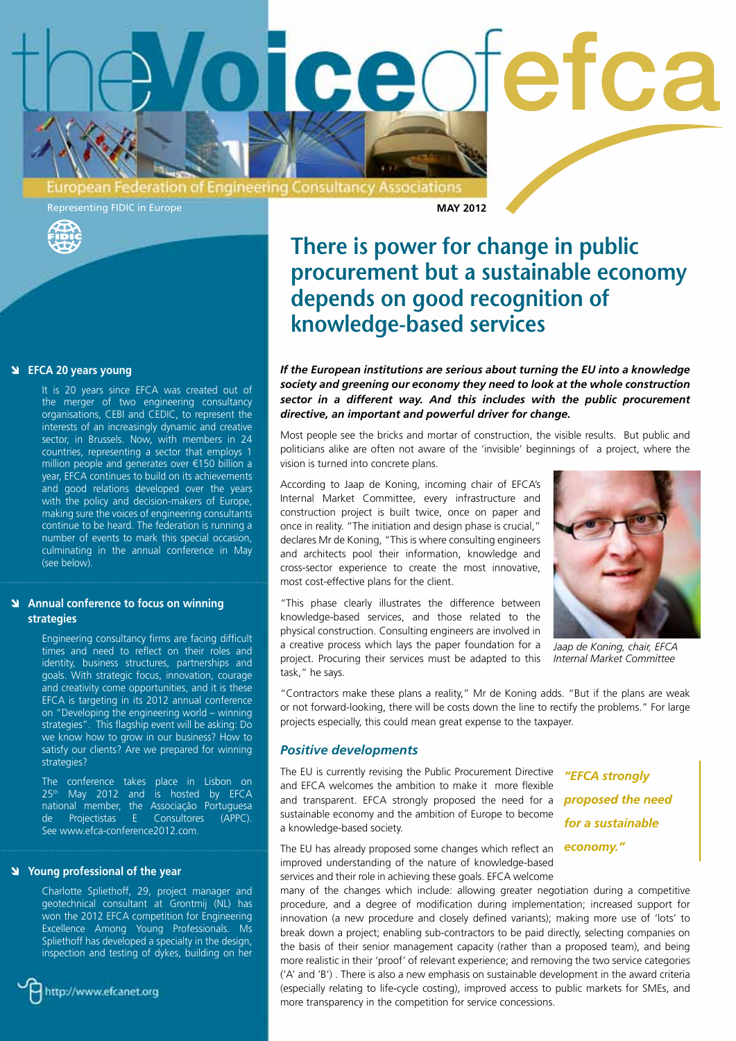# the Voice of efca

European Federation of Engineering Consultancy Associations

Representing FIDIC in Europe

MAY 2012

## There is power for change in public procurement but a sustainable economy depends on good recognition of knowledge-based services

***If the European institutions are serious about turning the EU into a knowledge society and greening our economy they need to look at the whole construction sector in a different way. And this includes with the public procurement directive, an important and powerful driver for change.***

Most people see the bricks and mortar of construction, the visible results. But public and politicians alike are often not aware of the 'invisible' beginnings of a project, where the vision is turned into concrete plans.

According to Jaap de Koning, incoming chair of EFCA's Internal Market Committee, every infrastructure and construction project is built twice, once on paper and once in reality. "The initiation and design phase is crucial," declares Mr de Koning, "This is where consulting engineers and architects pool their information, knowledge and cross-sector experience to create the most innovative, most cost-effective plans for the client.

"This phase clearly illustrates the difference between knowledge-based services, and those related to the physical construction. Consulting engineers are involved in a creative process which lays the paper foundation for a project. Procuring their services must be adapted to this task," he says.

*Jaap de Koning, chair, EFCA Internal Market Committee*

"Contractors make these plans a reality," Mr de Koning adds. "But if the plans are weak or not forward-looking, there will be costs down the line to rectify the problems." For large projects especially, this could mean great expense to the taxpayer.

### *Positive developments*

The EU is currently revising the Public Procurement Directive and EFCA welcomes the ambition to make it more flexible and transparent. EFCA strongly proposed the need for a sustainable economy and the ambition of Europe to become a knowledge-based society.

> ***"EFCA strongly proposed the need for a sustainable economy."***

The EU has already proposed some changes which reflect an improved understanding of the nature of knowledge-based services and their role in achieving these goals. EFCA welcome many of the changes which include: allowing greater negotiation during a competitive procedure, and a degree of modification during implementation; increased support for innovation (a new procedure and closely defined variants); making more use of 'lots' to break down a project; enabling sub-contractors to be paid directly, selecting companies on the basis of their senior management capacity (rather than a proposed team), and being more realistic in their 'proof' of relevant experience; and removing the two service categories ('A' and 'B') . There is also a new emphasis on sustainable development in the award criteria (especially relating to life-cycle costing), improved access to public markets for SMEs, and more transparency in the competition for service concessions.

---

### EFCA 20 years young

It is 20 years since EFCA was created out of the merger of two engineering consultancy organisations, CEBI and CEDIC, to represent the interests of an increasingly dynamic and creative sector, in Brussels. Now, with members in 24 countries, representing a sector that employs 1 million people and generates over €150 billion a year, EFCA continues to build on its achievements and good relations developed over the years with the policy and decision-makers of Europe, making sure the voices of engineering consultants continue to be heard. The federation is running a number of events to mark this special occasion, culminating in the annual conference in May (see below).

### Annual conference to focus on winning strategies

Engineering consultancy firms are facing difficult times and need to reflect on their roles and identity, business structures, partnerships and goals. With strategic focus, innovation, courage and creativity come opportunities, and it is these EFCA is targeting in its 2012 annual conference on "Developing the engineering world – winning strategies". This flagship event will be asking: Do we know how to grow in our business? How to satisfy our clients? Are we prepared for winning strategies?

The conference takes place in Lisbon on 25th May 2012 and is hosted by EFCA national member, the Associação Portuguesa de Projectistas E Consultores (APPC). See www.efca-conference2012.com.

### Young professional of the year

Charlotte Spliethoff, 29, project manager and geotechnical consultant at Grontmij (NL) has won the 2012 EFCA competition for Engineering Excellence Among Young Professionals. Ms Spliethoff has developed a specialty in the design, inspection and testing of dykes, building on her

http://www.efcanet.org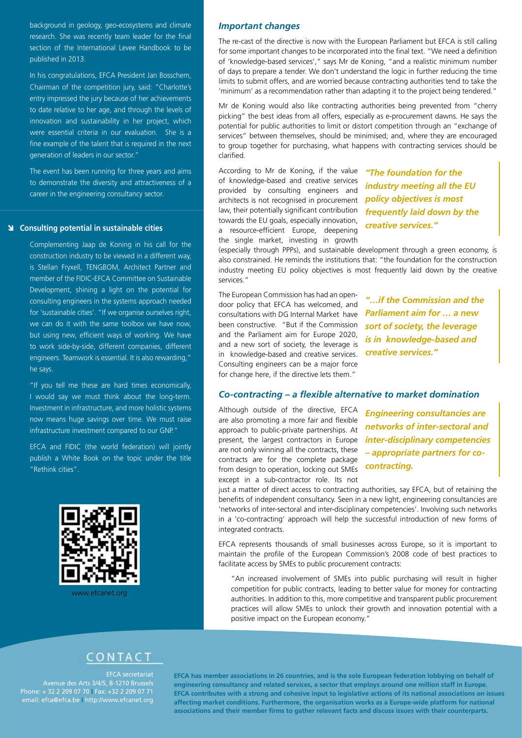background in geology, geo-ecosystems and climate research. She was recently team leader for the final section of the International Levee Handbook to be published in 2013.

In his congratulations, EFCA President Jan Bosschem, Chairman of the competition jury, said: "Charlotte's entry impressed the jury because of her achievements to date relative to her age, and through the levels of innovation and sustainability in her project, which were essential criteria in our evaluation. She is a fine example of the talent that is required in the next generation of leaders in our sector."

The event has been running for three years and aims to demonstrate the diversity and attractiveness of a career in the engineering consultancy sector.

## Consulting potential in sustainable cities

Complementing Jaap de Koning in his call for the construction industry to be viewed in a different way, is Stellan Fryxell, TENGBOM, Architect Partner and member of the FIDIC-EFCA Committee on Sustainable Development, shining a light on the potential for consulting engineers in the systems approach needed for 'sustainable cities'. "If we organise ourselves right, we can do it with the same toolbox we have now, but using new, efficient ways of working. We have to work side-by-side, different companies, different engineers. Teamwork is essential. It is also rewarding," he says.

"If you tell me these are hard times economically, I would say we must think about the long-term. Investment in infrastructure, and more holistic systems now means huge savings over time. We must raise infrastructure investment compared to our GNP."

EFCA and FIDIC (the world federation) will jointly publish a White Book on the topic under the title "Rethink cities".

www.efcanet.org

## *Important changes*

The re-cast of the directive is now with the European Parliament but EFCA is still calling for some important changes to be incorporated into the final text. "We need a definition of 'knowledge-based services'," says Mr de Koning, "and a realistic minimum number of days to prepare a tender. We don't understand the logic in further reducing the time limits to submit offers, and are worried because contracting authorities tend to take the 'minimum' as a recommendation rather than adapting it to the project being tendered."

Mr de Koning would also like contracting authorities being prevented from "cherry picking" the best ideas from all offers, especially as e-procurement dawns. He says the potential for public authorities to limit or distort competition through an "exchange of services" between themselves, should be minimised; and, where they are encouraged to group together for purchasing, what happens with contracting services should be clarified.

According to Mr de Koning, if the value of knowledge-based and creative services provided by consulting engineers and architects is not recognised in procurement law, their potentially significant contribution towards the EU goals, especially innovation, a resource-efficient Europe, deepening the single market, investing in growth (especially through PPPs), and sustainable development through a green economy, is also constrained. He reminds the institutions that: "the foundation for the construction industry meeting EU policy objectives is most frequently laid down by the creative services."

> ***"The foundation for the industry meeting all the EU policy objectives is most frequently laid down by the creative services."***

The European Commission has had an open-door policy that EFCA has welcomed, and consultations with DG Internal Market have been constructive. "But if the Commission and the Parliament aim for Europe 2020, and a new sort of society, the leverage is in knowledge-based and creative services. Consulting engineers can be a major force for change here, if the directive lets them."

> ***"…if the Commission and the Parliament aim for … a new sort of society, the leverage is in knowledge-based and creative services."***

## *Co-contracting – a flexible alternative to market domination*

Although outside of the directive, EFCA are also promoting a more fair and flexible approach to public-private partnerships. At present, the largest contractors in Europe are not only winning all the contracts, these contracts are for the complete package from design to operation, locking out SMEs except in a sub-contractor role. Its not just a matter of direct access to contracting authorities, say EFCA, but of retaining the benefits of independent consultancy. Seen in a new light, engineering consultancies are 'networks of inter-sectoral and inter-disciplinary competencies'. Involving such networks in a 'co-contracting' approach will help the successful introduction of new forms of integrated contracts.

> ***Engineering consultancies are networks of inter-sectoral and inter-disciplinary competencies – appropriate partners for co-contracting.***

EFCA represents thousands of small businesses across Europe, so it is important to maintain the profile of the European Commission's 2008 code of best practices to facilitate access by SMEs to public procurement contracts:

> "An increased involvement of SMEs into public purchasing will result in higher competition for public contracts, leading to better value for money for contracting authorities. In addition to this, more competitive and transparent public procurement practices will allow SMEs to unlock their growth and innovation potential with a positive impact on the European economy."

## CONTACT

EFCA secretariat
Avenue des Arts 3/4/5, B-1210 Brussels
Phone: + 32 2 209 07 70 | Fax: +32 2 209 07 71
email: efca@efca.be | http://www.efcanet.org

**EFCA has member associations in 26 countries, and is the sole European federation lobbying on behalf of engineering consultancy and related services, a sector that employs around one million staff in Europe. EFCA contributes with a strong and cohesive input to legislative actions of its national associations on issues affecting market conditions. Furthermore, the organisation works as a Europe-wide platform for national associations and their member firms to gather relevant facts and discuss issues with their counterparts.**